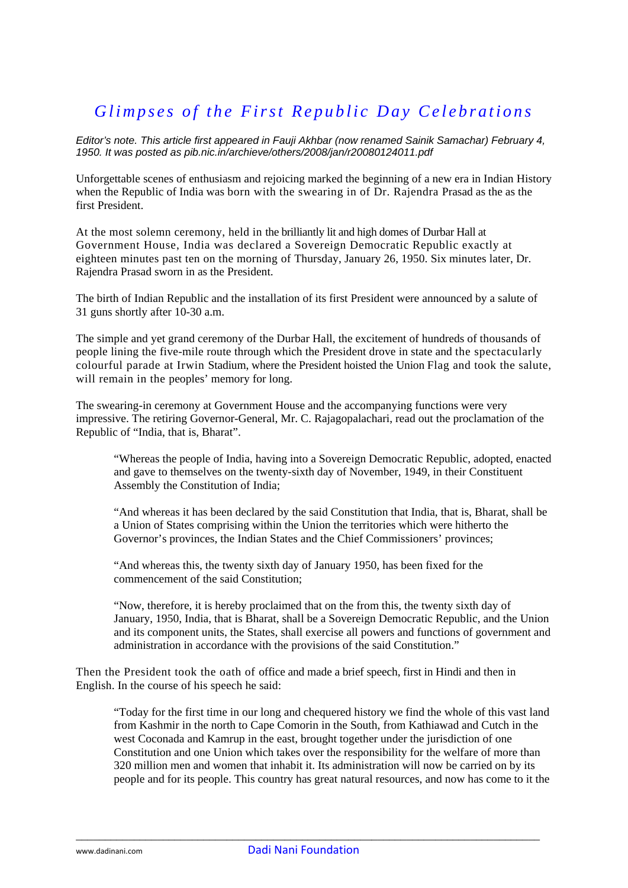# *Glimpses of the First Republic Day Celebrations*

*Editor's note. This article first appeared in Fauji Akhbar (now renamed Sainik Samachar) February 4, 1950. It was posted as pib.nic.in/archieve/others/2008/jan/r20080124011.pdf*

Unforgettable scenes of enthusiasm and rejoicing marked the beginning of a new era in Indian History when the Republic of India was born with the swearing in of Dr. Rajendra Prasad as the as the first President.

At the most solemn ceremony, held in the brilliantly lit and high domes of Durbar Hall at Government House, India was declared a Sovereign Democratic Republic exactly at eighteen minutes past ten on the morning of Thursday, January 26, 1950. Six minutes later, Dr. Rajendra Prasad sworn in as the President.

The birth of Indian Republic and the installation of its first President were announced by a salute of 31 guns shortly after 10-30 a.m.

The simple and yet grand ceremony of the Durbar Hall, the excitement of hundreds of thousands of people lining the five-mile route through which the President drove in state and the spectacularly colourful parade at Irwin Stadium, where the President hoisted the Union Flag and took the salute, will remain in the peoples' memory for long.

The swearing-in ceremony at Government House and the accompanying functions were very impressive. The retiring Governor-General, Mr. C. Rajagopalachari, read out the proclamation of the Republic of "India, that is, Bharat".

> "Whereas the people of India, having into a Sovereign Democratic Republic, adopted, enacted and gave to themselves on the twenty-sixth day of November, 1949, in their Constituent Assembly the Constitution of India;
>
> "And whereas it has been declared by the said Constitution that India, that is, Bharat, shall be a Union of States comprising within the Union the territories which were hitherto the Governor's provinces, the Indian States and the Chief Commissioners' provinces;
>
> "And whereas this, the twenty sixth day of January 1950, has been fixed for the commencement of the said Constitution;
>
> "Now, therefore, it is hereby proclaimed that on the from this, the twenty sixth day of January, 1950, India, that is Bharat, shall be a Sovereign Democratic Republic, and the Union and its component units, the States, shall exercise all powers and functions of government and administration in accordance with the provisions of the said Constitution."

Then the President took the oath of office and made a brief speech, first in Hindi and then in English. In the course of his speech he said:

> "Today for the first time in our long and chequered history we find the whole of this vast land from Kashmir in the north to Cape Comorin in the South, from Kathiawad and Cutch in the west Coconada and Kamrup in the east, brought together under the jurisdiction of one Constitution and one Union which takes over the responsibility for the welfare of more than 320 million men and women that inhabit it. Its administration will now be carried on by its people and for its people. This country has great natural resources, and now has come to it the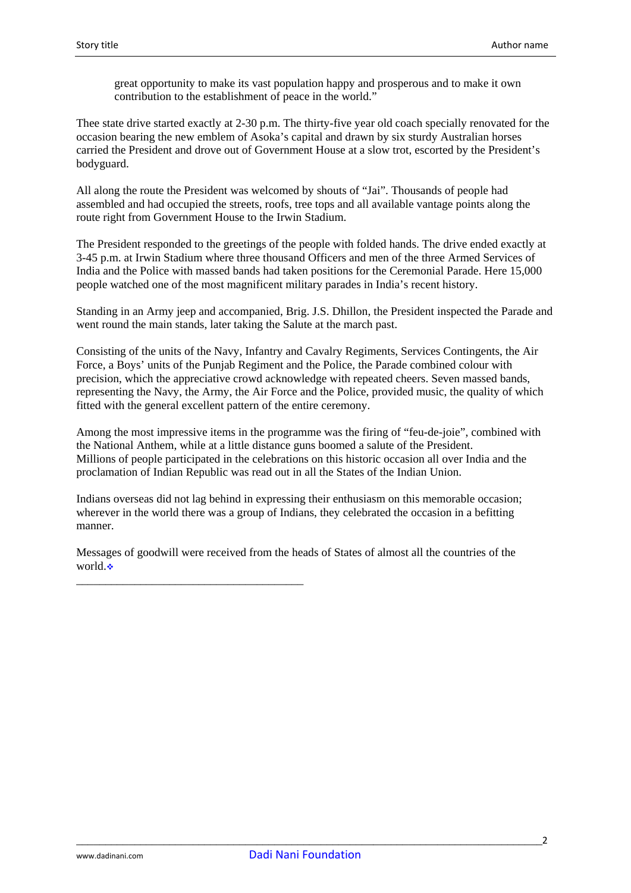great opportunity to make its vast population happy and prosperous and to make it own contribution to the establishment of peace in the world."

Thee state drive started exactly at 2-30 p.m. The thirty-five year old coach specially renovated for the occasion bearing the new emblem of Asoka's capital and drawn by six sturdy Australian horses carried the President and drove out of Government House at a slow trot, escorted by the President's bodyguard.

All along the route the President was welcomed by shouts of "Jai". Thousands of people had assembled and had occupied the streets, roofs, tree tops and all available vantage points along the route right from Government House to the Irwin Stadium.

The President responded to the greetings of the people with folded hands. The drive ended exactly at 3-45 p.m. at Irwin Stadium where three thousand Officers and men of the three Armed Services of India and the Police with massed bands had taken positions for the Ceremonial Parade. Here 15,000 people watched one of the most magnificent military parades in India's recent history.

Standing in an Army jeep and accompanied, Brig. J.S. Dhillon, the President inspected the Parade and went round the main stands, later taking the Salute at the march past.

Consisting of the units of the Navy, Infantry and Cavalry Regiments, Services Contingents, the Air Force, a Boys' units of the Punjab Regiment and the Police, the Parade combined colour with precision, which the appreciative crowd acknowledge with repeated cheers. Seven massed bands, representing the Navy, the Army, the Air Force and the Police, provided music, the quality of which fitted with the general excellent pattern of the entire ceremony.

Among the most impressive items in the programme was the firing of "feu-de-joie", combined with the National Anthem, while at a little distance guns boomed a salute of the President.
Millions of people participated in the celebrations on this historic occasion all over India and the proclamation of Indian Republic was read out in all the States of the Indian Union.

Indians overseas did not lag behind in expressing their enthusiasm on this memorable occasion; wherever in the world there was a group of Indians, they celebrated the occasion in a befitting manner.

Messages of goodwill were received from the heads of States of almost all the countries of the world.❖